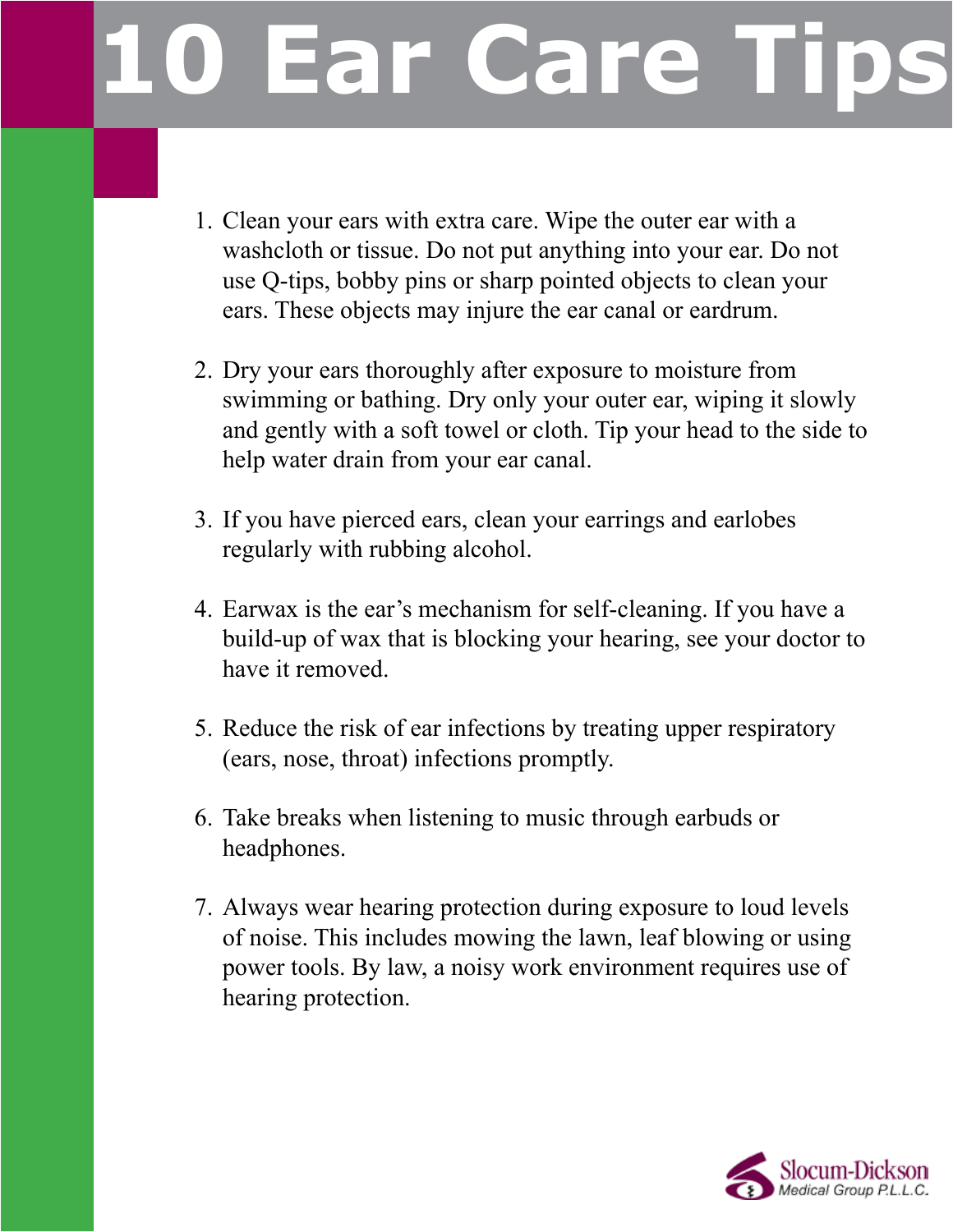# 10 Ear Care Tips

1. Clean your ears with extra care. Wipe the outer ear with a washcloth or tissue. Do not put anything into your ear. Do not use Q-tips, bobby pins or sharp pointed objects to clean your ears. These objects may injure the ear canal or eardrum.

2. Dry your ears thoroughly after exposure to moisture from swimming or bathing. Dry only your outer ear, wiping it slowly and gently with a soft towel or cloth. Tip your head to the side to help water drain from your ear canal.

3. If you have pierced ears, clean your earrings and earlobes regularly with rubbing alcohol.

4. Earwax is the ear's mechanism for self-cleaning. If you have a build-up of wax that is blocking your hearing, see your doctor to have it removed.

5. Reduce the risk of ear infections by treating upper respiratory (ears, nose, throat) infections promptly.

6. Take breaks when listening to music through earbuds or headphones.

7. Always wear hearing protection during exposure to loud levels of noise. This includes mowing the lawn, leaf blowing or using power tools. By law, a noisy work environment requires use of hearing protection.

Slocum-Dickson
*Medical Group P.L.L.C.*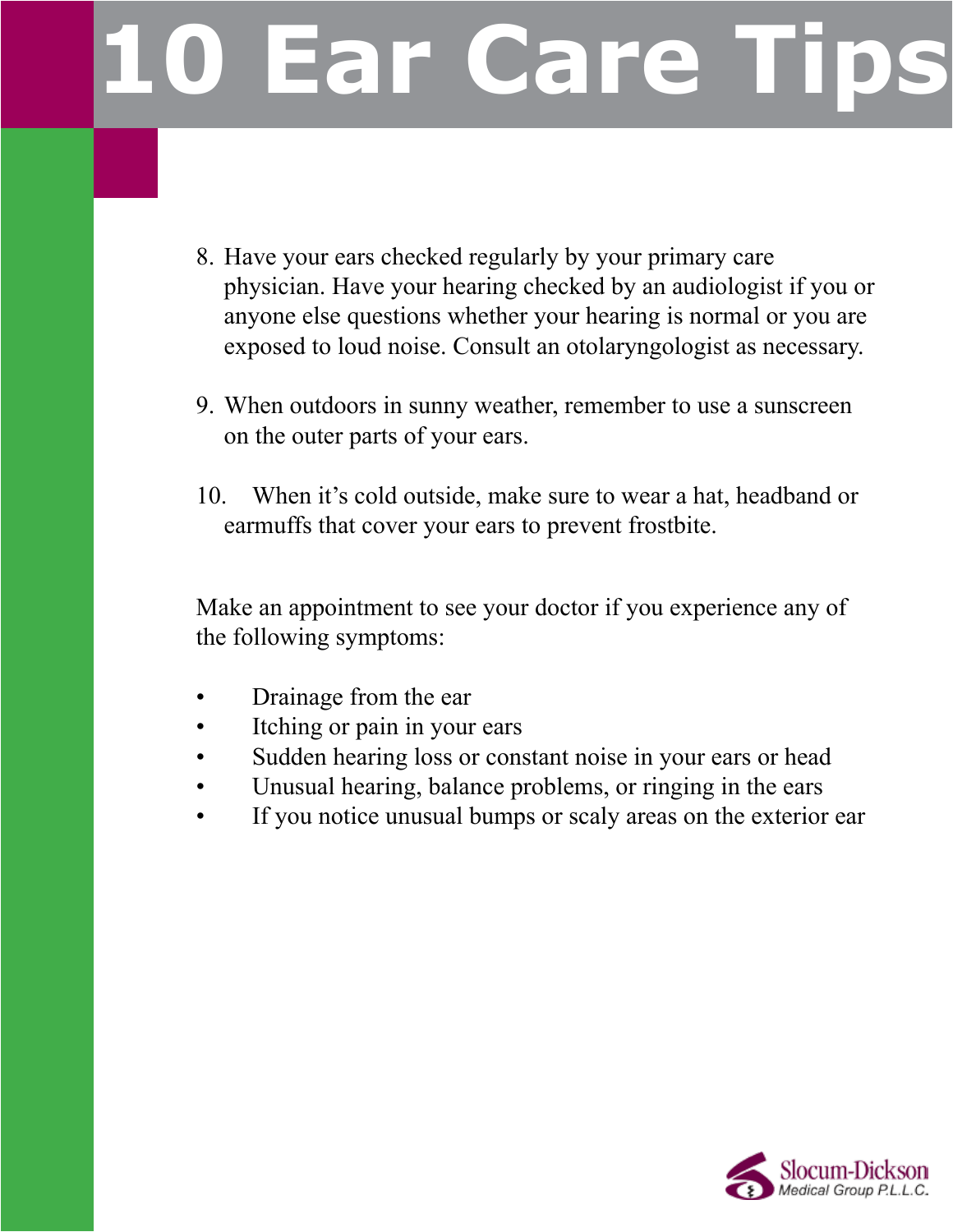# 10 Ear Care Tips

8. Have your ears checked regularly by your primary care physician. Have your hearing checked by an audiologist if you or anyone else questions whether your hearing is normal or you are exposed to loud noise. Consult an otolaryngologist as necessary.

9. When outdoors in sunny weather, remember to use a sunscreen on the outer parts of your ears.

10. When it's cold outside, make sure to wear a hat, headband or earmuffs that cover your ears to prevent frostbite.

Make an appointment to see your doctor if you experience any of the following symptoms:

- Drainage from the ear
- Itching or pain in your ears
- Sudden hearing loss or constant noise in your ears or head
- Unusual hearing, balance problems, or ringing in the ears
- If you notice unusual bumps or scaly areas on the exterior ear

Slocum-Dickson Medical Group P.L.L.C.